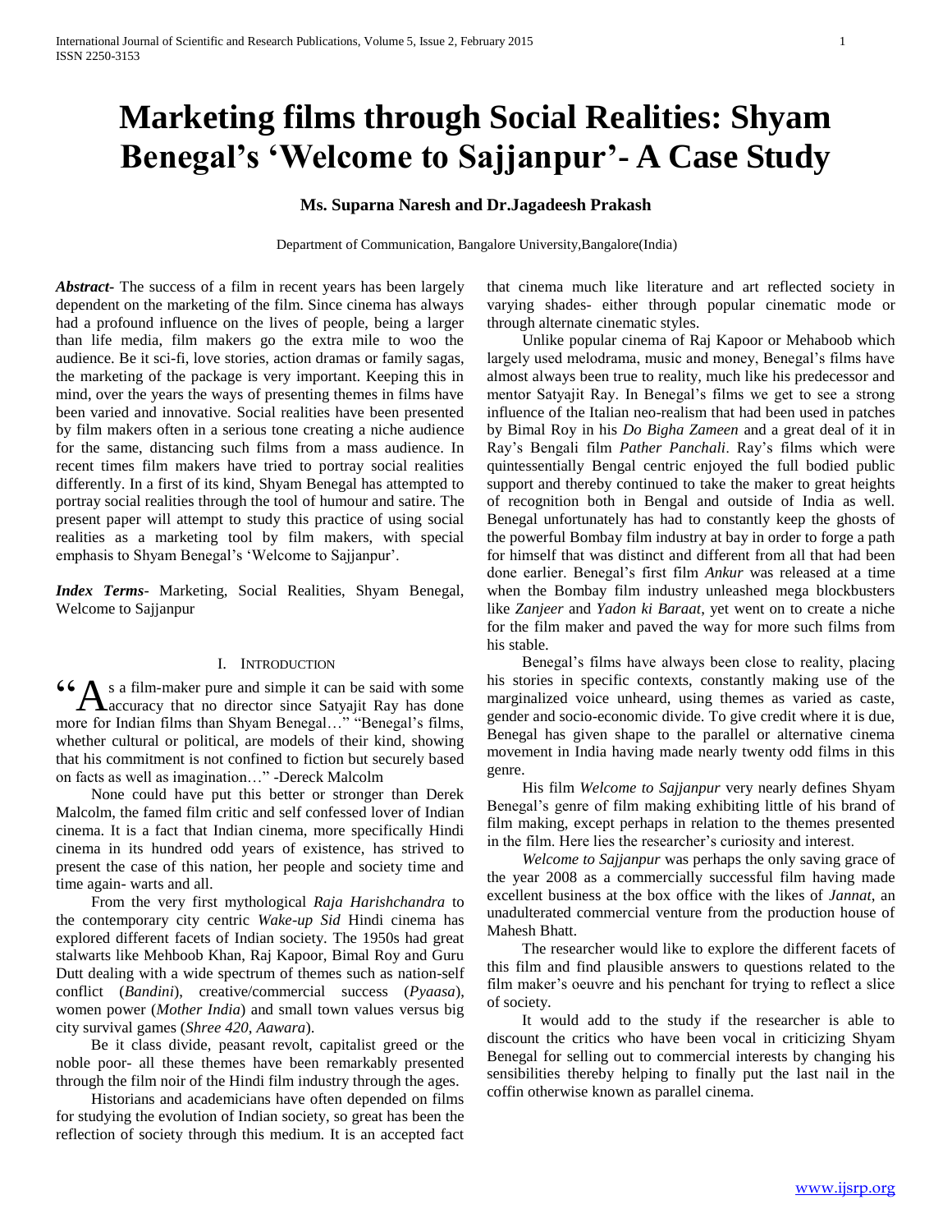// Marketing films through Social Realities: Shyam Benegal's 'Welcome to Sajjanpur'- A Case Study

**Ms. Suparna Naresh and Dr.Jagadeesh Prakash**

Department of Communication, Bangalore University,Bangalore(India)

***Abstract***- The success of a film in recent years has been largely dependent on the marketing of the film. Since cinema has always had a profound influence on the lives of people, being a larger than life media, film makers go the extra mile to woo the audience. Be it sci-fi, love stories, action dramas or family sagas, the marketing of the package is very important. Keeping this in mind, over the years the ways of presenting themes in films have been varied and innovative. Social realities have been presented by film makers often in a serious tone creating a niche audience for the same, distancing such films from a mass audience. In recent times film makers have tried to portray social realities differently. In a first of its kind, Shyam Benegal has attempted to portray social realities through the tool of humour and satire. The present paper will attempt to study this practice of using social realities as a marketing tool by film makers, with special emphasis to Shyam Benegal's 'Welcome to Sajjanpur'.

***Index Terms***- Marketing, Social Realities, Shyam Benegal, Welcome to Sajjanpur

## I. Introduction

"As a film-maker pure and simple it can be said with some accuracy that no director since Satyajit Ray has done more for Indian films than Shyam Benegal…" "Benegal's films, whether cultural or political, are models of their kind, showing that his commitment is not confined to fiction but securely based on facts as well as imagination…" -Dereck Malcolm

None could have put this better or stronger than Derek Malcolm, the famed film critic and self confessed lover of Indian cinema. It is a fact that Indian cinema, more specifically Hindi cinema in its hundred odd years of existence, has strived to present the case of this nation, her people and society time and time again- warts and all.

From the very first mythological *Raja Harishchandra* to the contemporary city centric *Wake-up Sid* Hindi cinema has explored different facets of Indian society. The 1950s had great stalwarts like Mehboob Khan, Raj Kapoor, Bimal Roy and Guru Dutt dealing with a wide spectrum of themes such as nation-self conflict (*Bandini*), creative/commercial success (*Pyaasa*), women power (*Mother India*) and small town values versus big city survival games (*Shree 420, Aawara*).

Be it class divide, peasant revolt, capitalist greed or the noble poor- all these themes have been remarkably presented through the film noir of the Hindi film industry through the ages.

Historians and academicians have often depended on films for studying the evolution of Indian society, so great has been the reflection of society through this medium. It is an accepted fact that cinema much like literature and art reflected society in varying shades- either through popular cinematic mode or through alternate cinematic styles.

Unlike popular cinema of Raj Kapoor or Mehaboob which largely used melodrama, music and money, Benegal's films have almost always been true to reality, much like his predecessor and mentor Satyajit Ray. In Benegal's films we get to see a strong influence of the Italian neo-realism that had been used in patches by Bimal Roy in his *Do Bigha Zameen* and a great deal of it in Ray's Bengali film *Pather Panchali*. Ray's films which were quintessentially Bengal centric enjoyed the full bodied public support and thereby continued to take the maker to great heights of recognition both in Bengal and outside of India as well. Benegal unfortunately has had to constantly keep the ghosts of the powerful Bombay film industry at bay in order to forge a path for himself that was distinct and different from all that had been done earlier. Benegal's first film *Ankur* was released at a time when the Bombay film industry unleashed mega blockbusters like *Zanjeer* and *Yadon ki Baraat*, yet went on to create a niche for the film maker and paved the way for more such films from his stable.

Benegal's films have always been close to reality, placing his stories in specific contexts, constantly making use of the marginalized voice unheard, using themes as varied as caste, gender and socio-economic divide. To give credit where it is due, Benegal has given shape to the parallel or alternative cinema movement in India having made nearly twenty odd films in this genre.

His film *Welcome to Sajjanpur* very nearly defines Shyam Benegal's genre of film making exhibiting little of his brand of film making, except perhaps in relation to the themes presented in the film. Here lies the researcher's curiosity and interest.

*Welcome to Sajjanpur* was perhaps the only saving grace of the year 2008 as a commercially successful film having made excellent business at the box office with the likes of *Jannat*, an unadulterated commercial venture from the production house of Mahesh Bhatt.

The researcher would like to explore the different facets of this film and find plausible answers to questions related to the film maker's oeuvre and his penchant for trying to reflect a slice of society.

It would add to the study if the researcher is able to discount the critics who have been vocal in criticizing Shyam Benegal for selling out to commercial interests by changing his sensibilities thereby helping to finally put the last nail in the coffin otherwise known as parallel cinema.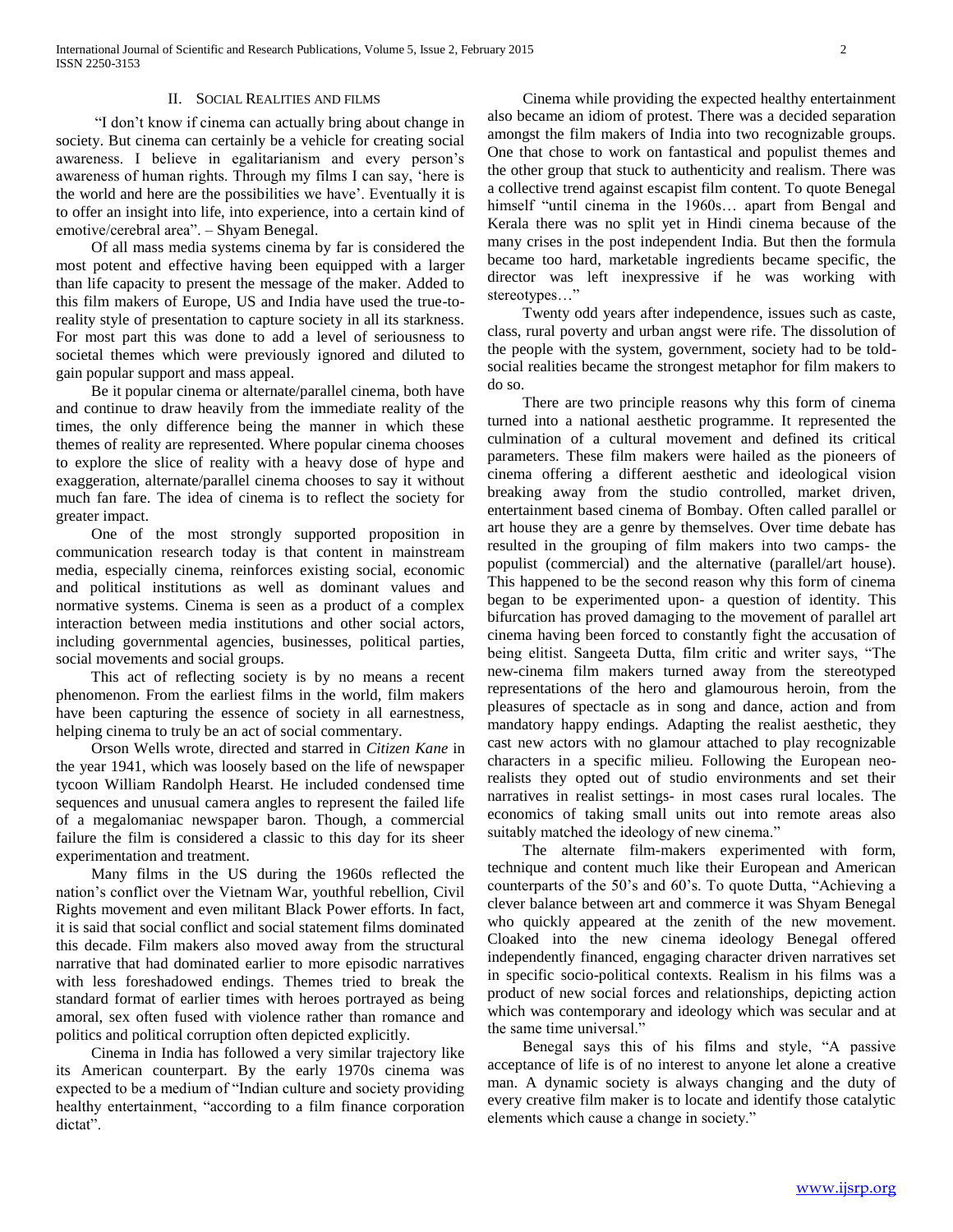## II. Social Realities and films

"I don't know if cinema can actually bring about change in society. But cinema can certainly be a vehicle for creating social awareness. I believe in egalitarianism and every person's awareness of human rights. Through my films I can say, 'here is the world and here are the possibilities we have'. Eventually it is to offer an insight into life, into experience, into a certain kind of emotive/cerebral area". – Shyam Benegal.

Of all mass media systems cinema by far is considered the most potent and effective having been equipped with a larger than life capacity to present the message of the maker. Added to this film makers of Europe, US and India have used the true-to-reality style of presentation to capture society in all its starkness. For most part this was done to add a level of seriousness to societal themes which were previously ignored and diluted to gain popular support and mass appeal.

Be it popular cinema or alternate/parallel cinema, both have and continue to draw heavily from the immediate reality of the times, the only difference being the manner in which these themes of reality are represented. Where popular cinema chooses to explore the slice of reality with a heavy dose of hype and exaggeration, alternate/parallel cinema chooses to say it without much fan fare. The idea of cinema is to reflect the society for greater impact.

One of the most strongly supported proposition in communication research today is that content in mainstream media, especially cinema, reinforces existing social, economic and political institutions as well as dominant values and normative systems. Cinema is seen as a product of a complex interaction between media institutions and other social actors, including governmental agencies, businesses, political parties, social movements and social groups.

This act of reflecting society is by no means a recent phenomenon. From the earliest films in the world, film makers have been capturing the essence of society in all earnestness, helping cinema to truly be an act of social commentary.

Orson Wells wrote, directed and starred in *Citizen Kane* in the year 1941, which was loosely based on the life of newspaper tycoon William Randolph Hearst. He included condensed time sequences and unusual camera angles to represent the failed life of a megalomaniac newspaper baron. Though, a commercial failure the film is considered a classic to this day for its sheer experimentation and treatment.

Many films in the US during the 1960s reflected the nation's conflict over the Vietnam War, youthful rebellion, Civil Rights movement and even militant Black Power efforts. In fact, it is said that social conflict and social statement films dominated this decade. Film makers also moved away from the structural narrative that had dominated earlier to more episodic narratives with less foreshadowed endings. Themes tried to break the standard format of earlier times with heroes portrayed as being amoral, sex often fused with violence rather than romance and politics and political corruption often depicted explicitly.

Cinema in India has followed a very similar trajectory like its American counterpart. By the early 1970s cinema was expected to be a medium of "Indian culture and society providing healthy entertainment, "according to a film finance corporation dictat".

Cinema while providing the expected healthy entertainment also became an idiom of protest. There was a decided separation amongst the film makers of India into two recognizable groups. One that chose to work on fantastical and populist themes and the other group that stuck to authenticity and realism. There was a collective trend against escapist film content. To quote Benegal himself "until cinema in the 1960s… apart from Bengal and Kerala there was no split yet in Hindi cinema because of the many crises in the post independent India. But then the formula became too hard, marketable ingredients became specific, the director was left inexpressive if he was working with stereotypes…"

Twenty odd years after independence, issues such as caste, class, rural poverty and urban angst were rife. The dissolution of the people with the system, government, society had to be told- social realities became the strongest metaphor for film makers to do so.

There are two principle reasons why this form of cinema turned into a national aesthetic programme. It represented the culmination of a cultural movement and defined its critical parameters. These film makers were hailed as the pioneers of cinema offering a different aesthetic and ideological vision breaking away from the studio controlled, market driven, entertainment based cinema of Bombay. Often called parallel or art house they are a genre by themselves. Over time debate has resulted in the grouping of film makers into two camps- the populist (commercial) and the alternative (parallel/art house). This happened to be the second reason why this form of cinema began to be experimented upon- a question of identity. This bifurcation has proved damaging to the movement of parallel art cinema having been forced to constantly fight the accusation of being elitist. Sangeeta Dutta, film critic and writer says, "The new-cinema film makers turned away from the stereotyped representations of the hero and glamourous heroin, from the pleasures of spectacle as in song and dance, action and from mandatory happy endings. Adapting the realist aesthetic, they cast new actors with no glamour attached to play recognizable characters in a specific milieu. Following the European neo-realists they opted out of studio environments and set their narratives in realist settings- in most cases rural locales. The economics of taking small units out into remote areas also suitably matched the ideology of new cinema."

The alternate film-makers experimented with form, technique and content much like their European and American counterparts of the 50's and 60's. To quote Dutta, "Achieving a clever balance between art and commerce it was Shyam Benegal who quickly appeared at the zenith of the new movement. Cloaked into the new cinema ideology Benegal offered independently financed, engaging character driven narratives set in specific socio-political contexts. Realism in his films was a product of new social forces and relationships, depicting action which was contemporary and ideology which was secular and at the same time universal."

Benegal says this of his films and style, "A passive acceptance of life is of no interest to anyone let alone a creative man. A dynamic society is always changing and the duty of every creative film maker is to locate and identify those catalytic elements which cause a change in society."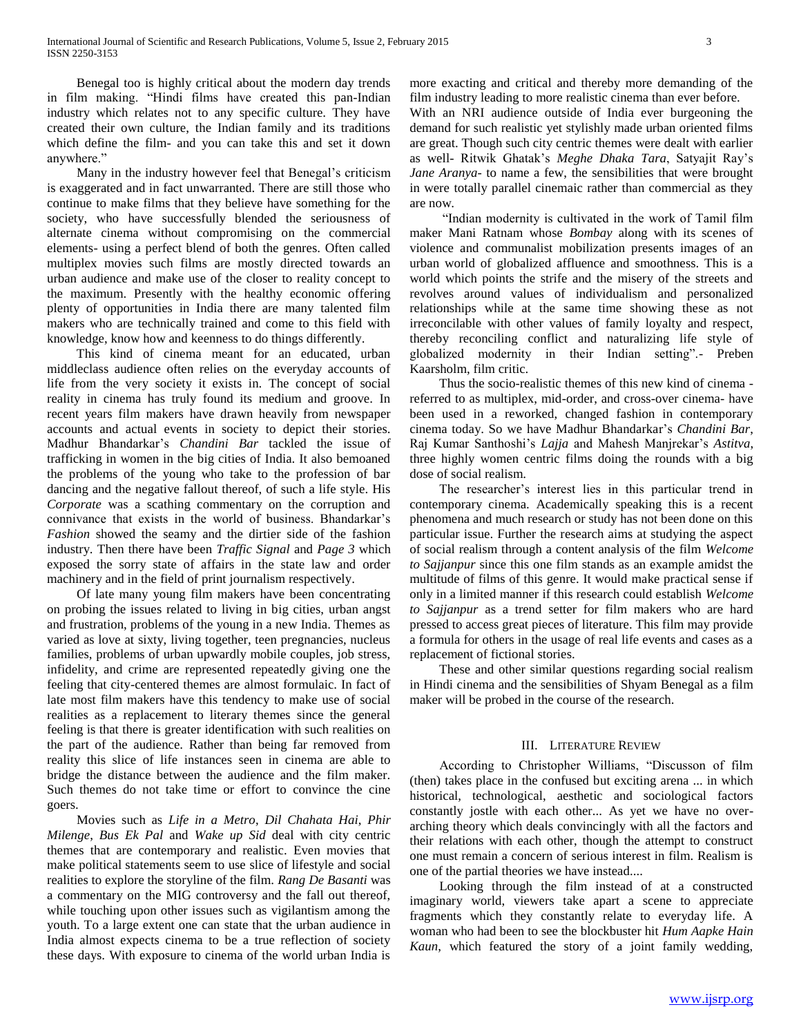Benegal too is highly critical about the modern day trends in film making. "Hindi films have created this pan-Indian industry which relates not to any specific culture. They have created their own culture, the Indian family and its traditions which define the film- and you can take this and set it down anywhere."

Many in the industry however feel that Benegal's criticism is exaggerated and in fact unwarranted. There are still those who continue to make films that they believe have something for the society, who have successfully blended the seriousness of alternate cinema without compromising on the commercial elements- using a perfect blend of both the genres. Often called multiplex movies such films are mostly directed towards an urban audience and make use of the closer to reality concept to the maximum. Presently with the healthy economic offering plenty of opportunities in India there are many talented film makers who are technically trained and come to this field with knowledge, know how and keenness to do things differently.

This kind of cinema meant for an educated, urban middleclass audience often relies on the everyday accounts of life from the very society it exists in. The concept of social reality in cinema has truly found its medium and groove. In recent years film makers have drawn heavily from newspaper accounts and actual events in society to depict their stories. Madhur Bhandarkar's *Chandini Bar* tackled the issue of trafficking in women in the big cities of India. It also bemoaned the problems of the young who take to the profession of bar dancing and the negative fallout thereof, of such a life style. His *Corporate* was a scathing commentary on the corruption and connivance that exists in the world of business. Bhandarkar's *Fashion* showed the seamy and the dirtier side of the fashion industry. Then there have been *Traffic Signal* and *Page 3* which exposed the sorry state of affairs in the state law and order machinery and in the field of print journalism respectively.

Of late many young film makers have been concentrating on probing the issues related to living in big cities, urban angst and frustration, problems of the young in a new India. Themes as varied as love at sixty, living together, teen pregnancies, nucleus families, problems of urban upwardly mobile couples, job stress, infidelity, and crime are represented repeatedly giving one the feeling that city-centered themes are almost formulaic. In fact of late most film makers have this tendency to make use of social realities as a replacement to literary themes since the general feeling is that there is greater identification with such realities on the part of the audience. Rather than being far removed from reality this slice of life instances seen in cinema are able to bridge the distance between the audience and the film maker. Such themes do not take time or effort to convince the cine goers.

Movies such as *Life in a Metro*, *Dil Chahata Hai*, *Phir Milenge*, *Bus Ek Pal* and *Wake up Sid* deal with city centric themes that are contemporary and realistic. Even movies that make political statements seem to use slice of lifestyle and social realities to explore the storyline of the film. *Rang De Basanti* was a commentary on the MIG controversy and the fall out thereof, while touching upon other issues such as vigilantism among the youth. To a large extent one can state that the urban audience in India almost expects cinema to be a true reflection of society these days. With exposure to cinema of the world urban India is more exacting and critical and thereby more demanding of the film industry leading to more realistic cinema than ever before. With an NRI audience outside of India ever burgeoning the demand for such realistic yet stylishly made urban oriented films are great. Though such city centric themes were dealt with earlier as well- Ritwik Ghatak's *Meghe Dhaka Tara*, Satyajit Ray's *Jane Aranya*- to name a few, the sensibilities that were brought in were totally parallel cinemaic rather than commercial as they are now.

"Indian modernity is cultivated in the work of Tamil film maker Mani Ratnam whose *Bombay* along with its scenes of violence and communalist mobilization presents images of an urban world of globalized affluence and smoothness. This is a world which points the strife and the misery of the streets and revolves around values of individualism and personalized relationships while at the same time showing these as not irreconcilable with other values of family loyalty and respect, thereby reconciling conflict and naturalizing life style of globalized modernity in their Indian setting".- Preben Kaarsholm, film critic.

Thus the socio-realistic themes of this new kind of cinema - referred to as multiplex, mid-order, and cross-over cinema- have been used in a reworked, changed fashion in contemporary cinema today. So we have Madhur Bhandarkar's *Chandini Bar*, Raj Kumar Santhoshi's *Lajja* and Mahesh Manjrekar's *Astitva*, three highly women centric films doing the rounds with a big dose of social realism.

The researcher's interest lies in this particular trend in contemporary cinema. Academically speaking this is a recent phenomena and much research or study has not been done on this particular issue. Further the research aims at studying the aspect of social realism through a content analysis of the film *Welcome to Sajjanpur* since this one film stands as an example amidst the multitude of films of this genre. It would make practical sense if only in a limited manner if this research could establish *Welcome to Sajjanpur* as a trend setter for film makers who are hard pressed to access great pieces of literature. This film may provide a formula for others in the usage of real life events and cases as a replacement of fictional stories.

These and other similar questions regarding social realism in Hindi cinema and the sensibilities of Shyam Benegal as a film maker will be probed in the course of the research.

## III. Literature Review

According to Christopher Williams, "Discusson of film (then) takes place in the confused but exciting arena ... in which historical, technological, aesthetic and sociological factors constantly jostle with each other... As yet we have no over-arching theory which deals convincingly with all the factors and their relations with each other, though the attempt to construct one must remain a concern of serious interest in film. Realism is one of the partial theories we have instead....

Looking through the film instead of at a constructed imaginary world, viewers take apart a scene to appreciate fragments which they constantly relate to everyday life. A woman who had been to see the blockbuster hit *Hum Aapke Hain Kaun*, which featured the story of a joint family wedding,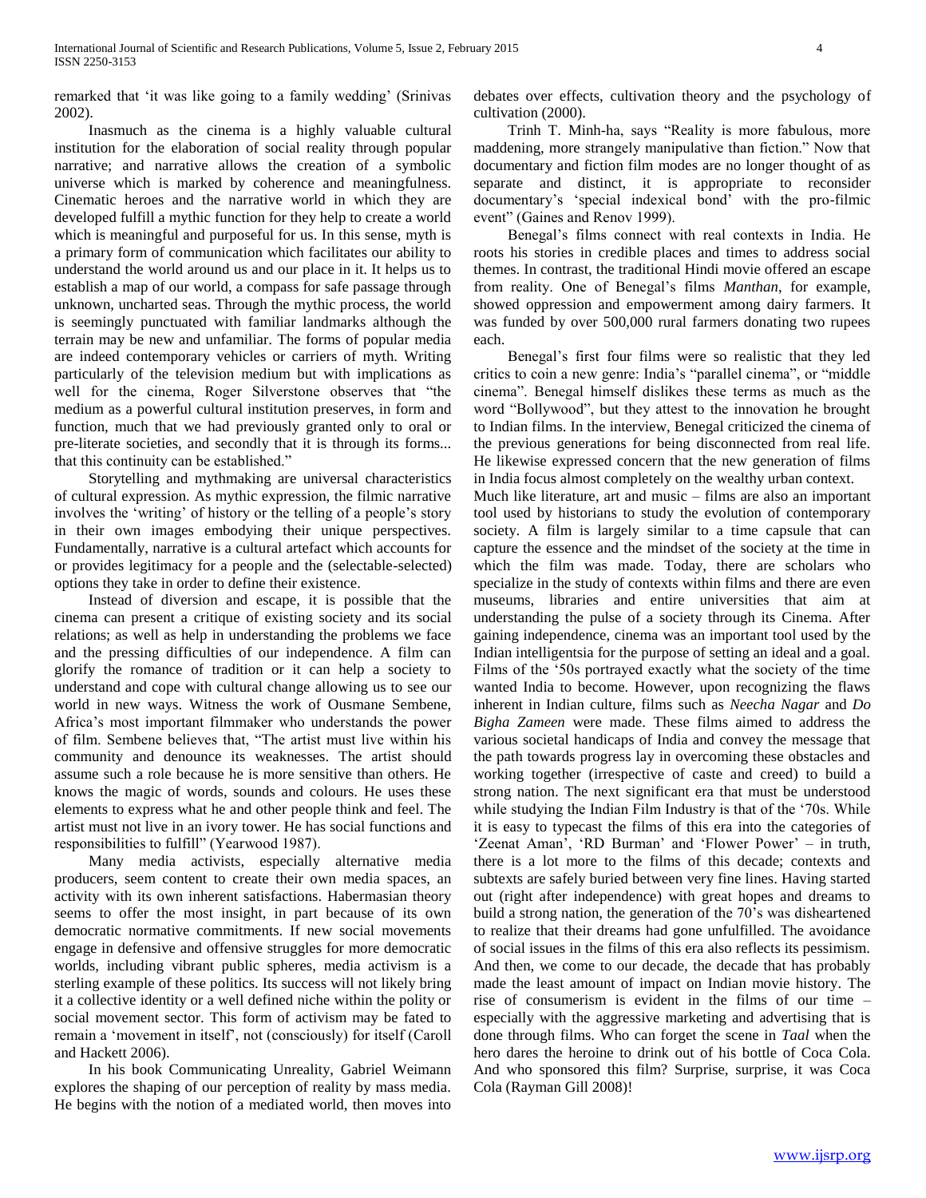remarked that 'it was like going to a family wedding' (Srinivas 2002).

Inasmuch as the cinema is a highly valuable cultural institution for the elaboration of social reality through popular narrative; and narrative allows the creation of a symbolic universe which is marked by coherence and meaningfulness. Cinematic heroes and the narrative world in which they are developed fulfill a mythic function for they help to create a world which is meaningful and purposeful for us. In this sense, myth is a primary form of communication which facilitates our ability to understand the world around us and our place in it. It helps us to establish a map of our world, a compass for safe passage through unknown, uncharted seas. Through the mythic process, the world is seemingly punctuated with familiar landmarks although the terrain may be new and unfamiliar. The forms of popular media are indeed contemporary vehicles or carriers of myth. Writing particularly of the television medium but with implications as well for the cinema, Roger Silverstone observes that "the medium as a powerful cultural institution preserves, in form and function, much that we had previously granted only to oral or pre-literate societies, and secondly that it is through its forms... that this continuity can be established."

Storytelling and mythmaking are universal characteristics of cultural expression. As mythic expression, the filmic narrative involves the 'writing' of history or the telling of a people's story in their own images embodying their unique perspectives. Fundamentally, narrative is a cultural artefact which accounts for or provides legitimacy for a people and the (selectable-selected) options they take in order to define their existence.

Instead of diversion and escape, it is possible that the cinema can present a critique of existing society and its social relations; as well as help in understanding the problems we face and the pressing difficulties of our independence. A film can glorify the romance of tradition or it can help a society to understand and cope with cultural change allowing us to see our world in new ways. Witness the work of Ousmane Sembene, Africa's most important filmmaker who understands the power of film. Sembene believes that, "The artist must live within his community and denounce its weaknesses. The artist should assume such a role because he is more sensitive than others. He knows the magic of words, sounds and colours. He uses these elements to express what he and other people think and feel. The artist must not live in an ivory tower. He has social functions and responsibilities to fulfill" (Yearwood 1987).

Many media activists, especially alternative media producers, seem content to create their own media spaces, an activity with its own inherent satisfactions. Habermasian theory seems to offer the most insight, in part because of its own democratic normative commitments. If new social movements engage in defensive and offensive struggles for more democratic worlds, including vibrant public spheres, media activism is a sterling example of these politics. Its success will not likely bring it a collective identity or a well defined niche within the polity or social movement sector. This form of activism may be fated to remain a 'movement in itself', not (consciously) for itself (Caroll and Hackett 2006).

In his book Communicating Unreality, Gabriel Weimann explores the shaping of our perception of reality by mass media. He begins with the notion of a mediated world, then moves into debates over effects, cultivation theory and the psychology of cultivation (2000).

Trinh T. Minh-ha, says "Reality is more fabulous, more maddening, more strangely manipulative than fiction." Now that documentary and fiction film modes are no longer thought of as separate and distinct, it is appropriate to reconsider documentary's 'special indexical bond' with the pro-filmic event" (Gaines and Renov 1999).

Benegal's films connect with real contexts in India. He roots his stories in credible places and times to address social themes. In contrast, the traditional Hindi movie offered an escape from reality. One of Benegal's films *Manthan*, for example, showed oppression and empowerment among dairy farmers. It was funded by over 500,000 rural farmers donating two rupees each.

Benegal's first four films were so realistic that they led critics to coin a new genre: India's "parallel cinema", or "middle cinema". Benegal himself dislikes these terms as much as the word "Bollywood", but they attest to the innovation he brought to Indian films. In the interview, Benegal criticized the cinema of the previous generations for being disconnected from real life. He likewise expressed concern that the new generation of films in India focus almost completely on the wealthy urban context.

Much like literature, art and music – films are also an important tool used by historians to study the evolution of contemporary society. A film is largely similar to a time capsule that can capture the essence and the mindset of the society at the time in which the film was made. Today, there are scholars who specialize in the study of contexts within films and there are even museums, libraries and entire universities that aim at understanding the pulse of a society through its Cinema. After gaining independence, cinema was an important tool used by the Indian intelligentsia for the purpose of setting an ideal and a goal. Films of the '50s portrayed exactly what the society of the time wanted India to become. However, upon recognizing the flaws inherent in Indian culture, films such as *Neecha Nagar* and *Do Bigha Zameen* were made. These films aimed to address the various societal handicaps of India and convey the message that the path towards progress lay in overcoming these obstacles and working together (irrespective of caste and creed) to build a strong nation. The next significant era that must be understood while studying the Indian Film Industry is that of the '70s. While it is easy to typecast the films of this era into the categories of 'Zeenat Aman', 'RD Burman' and 'Flower Power' – in truth, there is a lot more to the films of this decade; contexts and subtexts are safely buried between very fine lines. Having started out (right after independence) with great hopes and dreams to build a strong nation, the generation of the 70's was disheartened to realize that their dreams had gone unfulfilled. The avoidance of social issues in the films of this era also reflects its pessimism. And then, we come to our decade, the decade that has probably made the least amount of impact on Indian movie history. The rise of consumerism is evident in the films of our time – especially with the aggressive marketing and advertising that is done through films. Who can forget the scene in *Taal* when the hero dares the heroine to drink out of his bottle of Coca Cola. And who sponsored this film? Surprise, surprise, it was Coca Cola (Rayman Gill 2008)!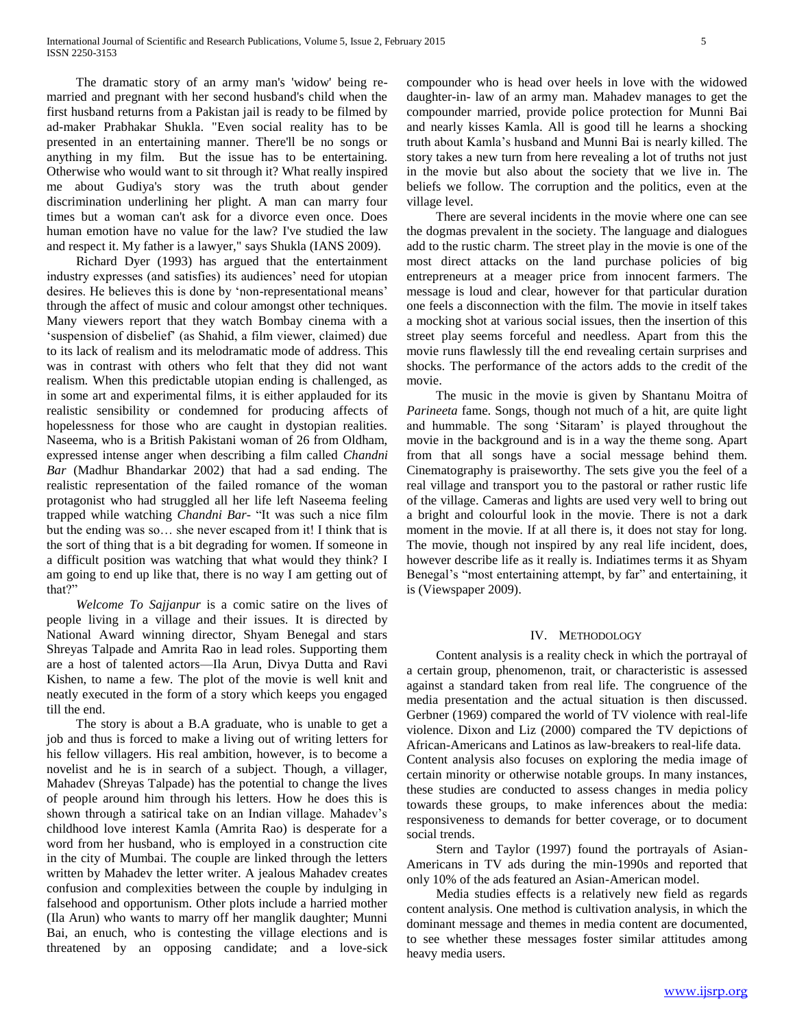The dramatic story of an army man's 'widow' being remarried and pregnant with her second husband's child when the first husband returns from a Pakistan jail is ready to be filmed by ad-maker Prabhakar Shukla. "Even social reality has to be presented in an entertaining manner. There'll be no songs or anything in my film. But the issue has to be entertaining. Otherwise who would want to sit through it? What really inspired me about Gudiya's story was the truth about gender discrimination underlining her plight. A man can marry four times but a woman can't ask for a divorce even once. Does human emotion have no value for the law? I've studied the law and respect it. My father is a lawyer," says Shukla (IANS 2009).

Richard Dyer (1993) has argued that the entertainment industry expresses (and satisfies) its audiences' need for utopian desires. He believes this is done by 'non-representational means' through the affect of music and colour amongst other techniques. Many viewers report that they watch Bombay cinema with a 'suspension of disbelief' (as Shahid, a film viewer, claimed) due to its lack of realism and its melodramatic mode of address. This was in contrast with others who felt that they did not want realism. When this predictable utopian ending is challenged, as in some art and experimental films, it is either applauded for its realistic sensibility or condemned for producing affects of hopelessness for those who are caught in dystopian realities. Naseema, who is a British Pakistani woman of 26 from Oldham, expressed intense anger when describing a film called *Chandni Bar* (Madhur Bhandarkar 2002) that had a sad ending. The realistic representation of the failed romance of the woman protagonist who had struggled all her life left Naseema feeling trapped while watching *Chandni Bar*- "It was such a nice film but the ending was so… she never escaped from it! I think that is the sort of thing that is a bit degrading for women. If someone in a difficult position was watching that what would they think? I am going to end up like that, there is no way I am getting out of that?"

*Welcome To Sajjanpur* is a comic satire on the lives of people living in a village and their issues. It is directed by National Award winning director, Shyam Benegal and stars Shreyas Talpade and Amrita Rao in lead roles. Supporting them are a host of talented actors—Ila Arun, Divya Dutta and Ravi Kishen, to name a few. The plot of the movie is well knit and neatly executed in the form of a story which keeps you engaged till the end.

The story is about a B.A graduate, who is unable to get a job and thus is forced to make a living out of writing letters for his fellow villagers. His real ambition, however, is to become a novelist and he is in search of a subject. Though, a villager, Mahadev (Shreyas Talpade) has the potential to change the lives of people around him through his letters. How he does this is shown through a satirical take on an Indian village. Mahadev's childhood love interest Kamla (Amrita Rao) is desperate for a word from her husband, who is employed in a construction cite in the city of Mumbai. The couple are linked through the letters written by Mahadev the letter writer. A jealous Mahadev creates confusion and complexities between the couple by indulging in falsehood and opportunism. Other plots include a harried mother (Ila Arun) who wants to marry off her manglik daughter; Munni Bai, an enuch, who is contesting the village elections and is threatened by an opposing candidate; and a love-sick compounder who is head over heels in love with the widowed daughter-in- law of an army man. Mahadev manages to get the compounder married, provide police protection for Munni Bai and nearly kisses Kamla. All is good till he learns a shocking truth about Kamla's husband and Munni Bai is nearly killed. The story takes a new turn from here revealing a lot of truths not just in the movie but also about the society that we live in. The beliefs we follow. The corruption and the politics, even at the village level.

There are several incidents in the movie where one can see the dogmas prevalent in the society. The language and dialogues add to the rustic charm. The street play in the movie is one of the most direct attacks on the land purchase policies of big entrepreneurs at a meager price from innocent farmers. The message is loud and clear, however for that particular duration one feels a disconnection with the film. The movie in itself takes a mocking shot at various social issues, then the insertion of this street play seems forceful and needless. Apart from this the movie runs flawlessly till the end revealing certain surprises and shocks. The performance of the actors adds to the credit of the movie.

The music in the movie is given by Shantanu Moitra of *Parineeta* fame. Songs, though not much of a hit, are quite light and hummable. The song 'Sitaram' is played throughout the movie in the background and is in a way the theme song. Apart from that all songs have a social message behind them. Cinematography is praiseworthy. The sets give you the feel of a real village and transport you to the pastoral or rather rustic life of the village. Cameras and lights are used very well to bring out a bright and colourful look in the movie. There is not a dark moment in the movie. If at all there is, it does not stay for long. The movie, though not inspired by any real life incident, does, however describe life as it really is. Indiatimes terms it as Shyam Benegal's "most entertaining attempt, by far" and entertaining, it is (Viewspaper 2009).

## IV. Methodology

Content analysis is a reality check in which the portrayal of a certain group, phenomenon, trait, or characteristic is assessed against a standard taken from real life. The congruence of the media presentation and the actual situation is then discussed. Gerbner (1969) compared the world of TV violence with real-life violence. Dixon and Liz (2000) compared the TV depictions of African-Americans and Latinos as law-breakers to real-life data.
Content analysis also focuses on exploring the media image of certain minority or otherwise notable groups. In many instances, these studies are conducted to assess changes in media policy towards these groups, to make inferences about the media: responsiveness to demands for better coverage, or to document social trends.

Stern and Taylor (1997) found the portrayals of Asian-Americans in TV ads during the min-1990s and reported that only 10% of the ads featured an Asian-American model.

Media studies effects is a relatively new field as regards content analysis. One method is cultivation analysis, in which the dominant message and themes in media content are documented, to see whether these messages foster similar attitudes among heavy media users.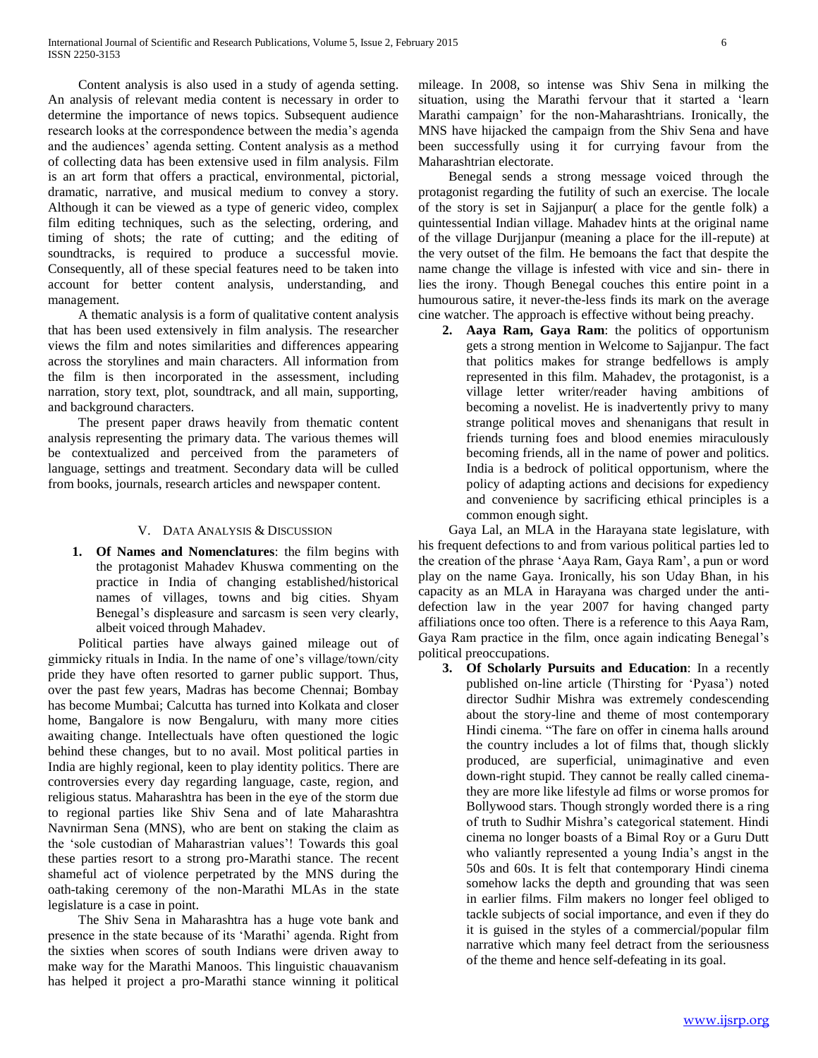Content analysis is also used in a study of agenda setting. An analysis of relevant media content is necessary in order to determine the importance of news topics. Subsequent audience research looks at the correspondence between the media's agenda and the audiences' agenda setting. Content analysis as a method of collecting data has been extensive used in film analysis. Film is an art form that offers a practical, environmental, pictorial, dramatic, narrative, and musical medium to convey a story. Although it can be viewed as a type of generic video, complex film editing techniques, such as the selecting, ordering, and timing of shots; the rate of cutting; and the editing of soundtracks, is required to produce a successful movie. Consequently, all of these special features need to be taken into account for better content analysis, understanding, and management.

A thematic analysis is a form of qualitative content analysis that has been used extensively in film analysis. The researcher views the film and notes similarities and differences appearing across the storylines and main characters. All information from the film is then incorporated in the assessment, including narration, story text, plot, soundtrack, and all main, supporting, and background characters.

The present paper draws heavily from thematic content analysis representing the primary data. The various themes will be contextualized and perceived from the parameters of language, settings and treatment. Secondary data will be culled from books, journals, research articles and newspaper content.

## V. Data Analysis & Discussion

1. **Of Names and Nomenclatures**: the film begins with the protagonist Mahadev Khuswa commenting on the practice in India of changing established/historical names of villages, towns and big cities. Shyam Benegal's displeasure and sarcasm is seen very clearly, albeit voiced through Mahadev.

Political parties have always gained mileage out of gimmicky rituals in India. In the name of one's village/town/city pride they have often resorted to garner public support. Thus, over the past few years, Madras has become Chennai; Bombay has become Mumbai; Calcutta has turned into Kolkata and closer home, Bangalore is now Bengaluru, with many more cities awaiting change. Intellectuals have often questioned the logic behind these changes, but to no avail. Most political parties in India are highly regional, keen to play identity politics. There are controversies every day regarding language, caste, region, and religious status. Maharashtra has been in the eye of the storm due to regional parties like Shiv Sena and of late Maharashtra Navnirman Sena (MNS), who are bent on staking the claim as the 'sole custodian of Maharastrian values'! Towards this goal these parties resort to a strong pro-Marathi stance. The recent shameful act of violence perpetrated by the MNS during the oath-taking ceremony of the non-Marathi MLAs in the state legislature is a case in point.

The Shiv Sena in Maharashtra has a huge vote bank and presence in the state because of its 'Marathi' agenda. Right from the sixties when scores of south Indians were driven away to make way for the Marathi Manoos. This linguistic chauavanism has helped it project a pro-Marathi stance winning it political mileage. In 2008, so intense was Shiv Sena in milking the situation, using the Marathi fervour that it started a 'learn Marathi campaign' for the non-Maharashtrians. Ironically, the MNS have hijacked the campaign from the Shiv Sena and have been successfully using it for currying favour from the Maharashtrian electorate.

Benegal sends a strong message voiced through the protagonist regarding the futility of such an exercise. The locale of the story is set in Sajjanpur( a place for the gentle folk) a quintessential Indian village. Mahadev hints at the original name of the village Durjjanpur (meaning a place for the ill-repute) at the very outset of the film. He bemoans the fact that despite the name change the village is infested with vice and sin- there in lies the irony. Though Benegal couches this entire point in a humourous satire, it never-the-less finds its mark on the average cine watcher. The approach is effective without being preachy.

2. **Aaya Ram, Gaya Ram**: the politics of opportunism gets a strong mention in Welcome to Sajjanpur. The fact that politics makes for strange bedfellows is amply represented in this film. Mahadev, the protagonist, is a village letter writer/reader having ambitions of becoming a novelist. He is inadvertently privy to many strange political moves and shenanigans that result in friends turning foes and blood enemies miraculously becoming friends, all in the name of power and politics. India is a bedrock of political opportunism, where the policy of adapting actions and decisions for expediency and convenience by sacrificing ethical principles is a common enough sight.

Gaya Lal, an MLA in the Harayana state legislature, with his frequent defections to and from various political parties led to the creation of the phrase 'Aaya Ram, Gaya Ram', a pun or word play on the name Gaya. Ironically, his son Uday Bhan, in his capacity as an MLA in Harayana was charged under the anti-defection law in the year 2007 for having changed party affiliations once too often. There is a reference to this Aaya Ram, Gaya Ram practice in the film, once again indicating Benegal's political preoccupations.

3. **Of Scholarly Pursuits and Education**: In a recently published on-line article (Thirsting for 'Pyasa') noted director Sudhir Mishra was extremely condescending about the story-line and theme of most contemporary Hindi cinema. "The fare on offer in cinema halls around the country includes a lot of films that, though slickly produced, are superficial, unimaginative and even down-right stupid. They cannot be really called cinema- they are more like lifestyle ad films or worse promos for Bollywood stars. Though strongly worded there is a ring of truth to Sudhir Mishra's categorical statement. Hindi cinema no longer boasts of a Bimal Roy or a Guru Dutt who valiantly represented a young India's angst in the 50s and 60s. It is felt that contemporary Hindi cinema somehow lacks the depth and grounding that was seen in earlier films. Film makers no longer feel obliged to tackle subjects of social importance, and even if they do it is guised in the styles of a commercial/popular film narrative which many feel detract from the seriousness of the theme and hence self-defeating in its goal.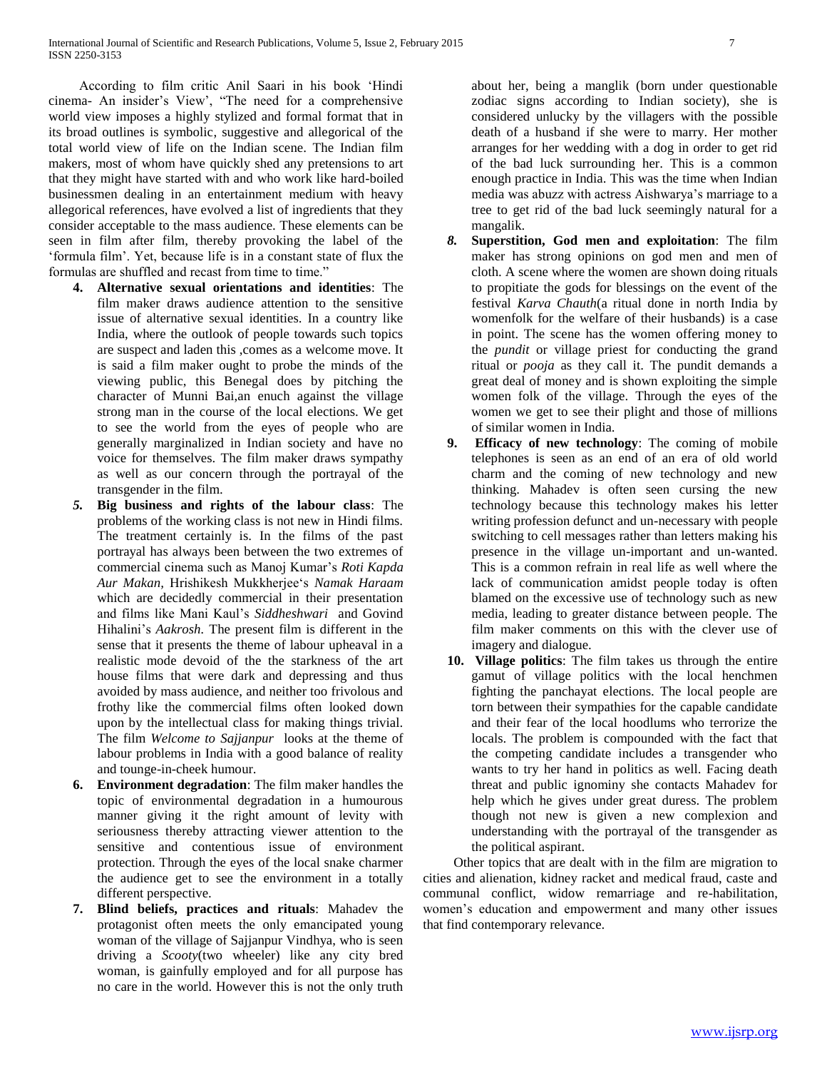According to film critic Anil Saari in his book 'Hindi cinema- An insider's View', "The need for a comprehensive world view imposes a highly stylized and formal format that in its broad outlines is symbolic, suggestive and allegorical of the total world view of life on the Indian scene. The Indian film makers, most of whom have quickly shed any pretensions to art that they might have started with and who work like hard-boiled businessmen dealing in an entertainment medium with heavy allegorical references, have evolved a list of ingredients that they consider acceptable to the mass audience. These elements can be seen in film after film, thereby provoking the label of the 'formula film'. Yet, because life is in a constant state of flux the formulas are shuffled and recast from time to time."

4. **Alternative sexual orientations and identities**: The film maker draws audience attention to the sensitive issue of alternative sexual identities. In a country like India, where the outlook of people towards such topics are suspect and laden this ,comes as a welcome move. It is said a film maker ought to probe the minds of the viewing public, this Benegal does by pitching the character of Munni Bai,an enuch against the village strong man in the course of the local elections. We get to see the world from the eyes of people who are generally marginalized in Indian society and have no voice for themselves. The film maker draws sympathy as well as our concern through the portrayal of the transgender in the film.
5. **Big business and rights of the labour class**: The problems of the working class is not new in Hindi films. The treatment certainly is. In the films of the past portrayal has always been between the two extremes of commercial cinema such as Manoj Kumar's *Roti Kapda Aur Makan*, Hrishikesh Mukkherjee's *Namak Haraam* which are decidedly commercial in their presentation and films like Mani Kaul's *Siddheshwari* and Govind Hihalini's *Aakrosh*. The present film is different in the sense that it presents the theme of labour upheaval in a realistic mode devoid of the the starkness of the art house films that were dark and depressing and thus avoided by mass audience, and neither too frivolous and frothy like the commercial films often looked down upon by the intellectual class for making things trivial. The film *Welcome to Sajjanpur* looks at the theme of labour problems in India with a good balance of reality and tounge-in-cheek humour.
6. **Environment degradation**: The film maker handles the topic of environmental degradation in a humourous manner giving it the right amount of levity with seriousness thereby attracting viewer attention to the sensitive and contentious issue of environment protection. Through the eyes of the local snake charmer the audience get to see the environment in a totally different perspective.
7. **Blind beliefs, practices and rituals**: Mahadev the protagonist often meets the only emancipated young woman of the village of Sajjanpur Vindhya, who is seen driving a *Scooty*(two wheeler) like any city bred woman, is gainfully employed and for all purpose has no care in the world. However this is not the only truth about her, being a manglik (born under questionable zodiac signs according to Indian society), she is considered unlucky by the villagers with the possible death of a husband if she were to marry. Her mother arranges for her wedding with a dog in order to get rid of the bad luck surrounding her. This is a common enough practice in India. This was the time when Indian media was abuzz with actress Aishwarya's marriage to a tree to get rid of the bad luck seemingly natural for a mangalik.
8. **Superstition, God men and exploitation**: The film maker has strong opinions on god men and men of cloth. A scene where the women are shown doing rituals to propitiate the gods for blessings on the event of the festival *Karva Chauth*(a ritual done in north India by womenfolk for the welfare of their husbands) is a case in point. The scene has the women offering money to the *pundit* or village priest for conducting the grand ritual or *pooja* as they call it. The pundit demands a great deal of money and is shown exploiting the simple women folk of the village. Through the eyes of the women we get to see their plight and those of millions of similar women in India.
9. **Efficacy of new technology**: The coming of mobile telephones is seen as an end of an era of old world charm and the coming of new technology and new thinking. Mahadev is often seen cursing the new technology because this technology makes his letter writing profession defunct and un-necessary with people switching to cell messages rather than letters making his presence in the village un-important and un-wanted. This is a common refrain in real life as well where the lack of communication amidst people today is often blamed on the excessive use of technology such as new media, leading to greater distance between people. The film maker comments on this with the clever use of imagery and dialogue.
10. **Village politics**: The film takes us through the entire gamut of village politics with the local henchmen fighting the panchayat elections. The local people are torn between their sympathies for the capable candidate and their fear of the local hoodlums who terrorize the locals. The problem is compounded with the fact that the competing candidate includes a transgender who wants to try her hand in politics as well. Facing death threat and public ignominy she contacts Mahadev for help which he gives under great duress. The problem though not new is given a new complexion and understanding with the portrayal of the transgender as the political aspirant.

Other topics that are dealt with in the film are migration to cities and alienation, kidney racket and medical fraud, caste and communal conflict, widow remarriage and re-habilitation, women's education and empowerment and many other issues that find contemporary relevance.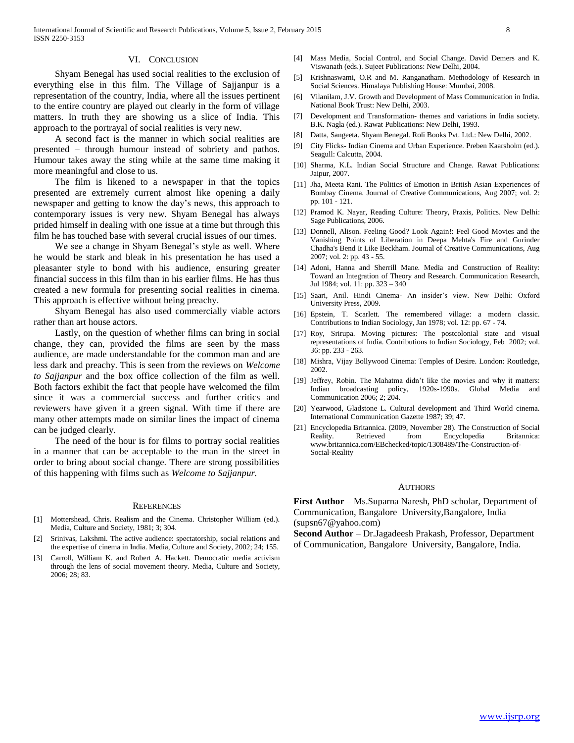## VI. Conclusion

Shyam Benegal has used social realities to the exclusion of everything else in this film. The Village of Sajjanpur is a representation of the country, India, where all the issues pertinent to the entire country are played out clearly in the form of village matters. In truth they are showing us a slice of India. This approach to the portrayal of social realities is very new.

A second fact is the manner in which social realities are presented – through humour instead of sobriety and pathos. Humour takes away the sting while at the same time making it more meaningful and close to us.

The film is likened to a newspaper in that the topics presented are extremely current almost like opening a daily newspaper and getting to know the day's news, this approach to contemporary issues is very new. Shyam Benegal has always prided himself in dealing with one issue at a time but through this film he has touched base with several crucial issues of our times.

We see a change in Shyam Benegal's style as well. Where he would be stark and bleak in his presentation he has used a pleasanter style to bond with his audience, ensuring greater financial success in this film than in his earlier films. He has thus created a new formula for presenting social realities in cinema. This approach is effective without being preachy.

Shyam Benegal has also used commercially viable actors rather than art house actors.

Lastly, on the question of whether films can bring in social change, they can, provided the films are seen by the mass audience, are made understandable for the common man and are less dark and preachy. This is seen from the reviews on *Welcome to Sajjanpur* and the box office collection of the film as well. Both factors exhibit the fact that people have welcomed the film since it was a commercial success and further critics and reviewers have given it a green signal. With time if there are many other attempts made on similar lines the impact of cinema can be judged clearly.

The need of the hour is for films to portray social realities in a manner that can be acceptable to the man in the street in order to bring about social change. There are strong possibilities of this happening with films such as *Welcome to Sajjanpur.*

## References

[1] Mottershead, Chris. Realism and the Cinema. Christopher William (ed.). Media, Culture and Society, 1981; 3; 304.

[2] Srinivas, Lakshmi. The active audience: spectatorship, social relations and the expertise of cinema in India. Media, Culture and Society, 2002; 24; 155.

[3] Carroll, William K. and Robert A. Hackett. Democratic media activism through the lens of social movement theory. Media, Culture and Society, 2006; 28; 83.

[4] Mass Media, Social Control, and Social Change. David Demers and K. Viswanath (eds.). Sujeet Publications: New Delhi, 2004.

[5] Krishnaswami, O.R and M. Ranganatham. Methodology of Research in Social Sciences. Himalaya Publishing House: Mumbai, 2008.

[6] Vilanilam, J.V. Growth and Development of Mass Communication in India. National Book Trust: New Delhi, 2003.

[7] Development and Transformation- themes and variations in India society. B.K. Nagla (ed.). Rawat Publications: New Delhi, 1993.

[8] Datta, Sangeeta. Shyam Benegal. Roli Books Pvt. Ltd.: New Delhi, 2002.

[9] City Flicks- Indian Cinema and Urban Experience. Preben Kaarsholm (ed.). Seagull: Calcutta, 2004.

[10] Sharma, K.L. Indian Social Structure and Change. Rawat Publications: Jaipur, 2007.

[11] Jha, Meeta Rani. The Politics of Emotion in British Asian Experiences of Bombay Cinema. Journal of Creative Communications, Aug 2007; vol. 2: pp. 101 - 121.

[12] Pramod K. Nayar, Reading Culture: Theory, Praxis, Politics. New Delhi: Sage Publications, 2006.

[13] Donnell, Alison. Feeling Good? Look Again!: Feel Good Movies and the Vanishing Points of Liberation in Deepa Mehta's Fire and Gurinder Chadha's Bend It Like Beckham. Journal of Creative Communications, Aug 2007; vol. 2: pp. 43 - 55.

[14] Adoni, Hanna and Sherrill Mane. Media and Construction of Reality: Toward an Integration of Theory and Research. Communication Research, Jul 1984; vol. 11: pp. 323 – 340

[15] Saari, Anil. Hindi Cinema- An insider's view. New Delhi: Oxford University Press, 2009.

[16] Epstein, T. Scarlett. The remembered village: a modern classic. Contributions to Indian Sociology, Jan 1978; vol. 12: pp. 67 - 74.

[17] Roy, Srirupa. Moving pictures: The postcolonial state and visual representations of India. Contributions to Indian Sociology, Feb 2002; vol. 36: pp. 233 - 263.

[18] Mishra, Vijay Bollywood Cinema: Temples of Desire. London: Routledge, 2002.

[19] Jeffrey, Robin. The Mahatma didn't like the movies and why it matters: Indian broadcasting policy, 1920s-1990s. Global Media and Communication 2006; 2; 204.

[20] Yearwood, Gladstone L. Cultural development and Third World cinema. International Communication Gazette 1987; 39; 47.

[21] Encyclopedia Britannica. (2009, November 28). The Construction of Social Reality. Retrieved from Encyclopedia Britannica: www.britannica.com/EBchecked/topic/1308489/The-Construction-of-Social-Reality

## Authors

**First Author** – Ms.Suparna Naresh, PhD scholar, Department of Communication, Bangalore University,Bangalore, India (supsn67@yahoo.com)

**Second Author** – Dr.Jagadeesh Prakash, Professor, Department of Communication, Bangalore University, Bangalore, India.